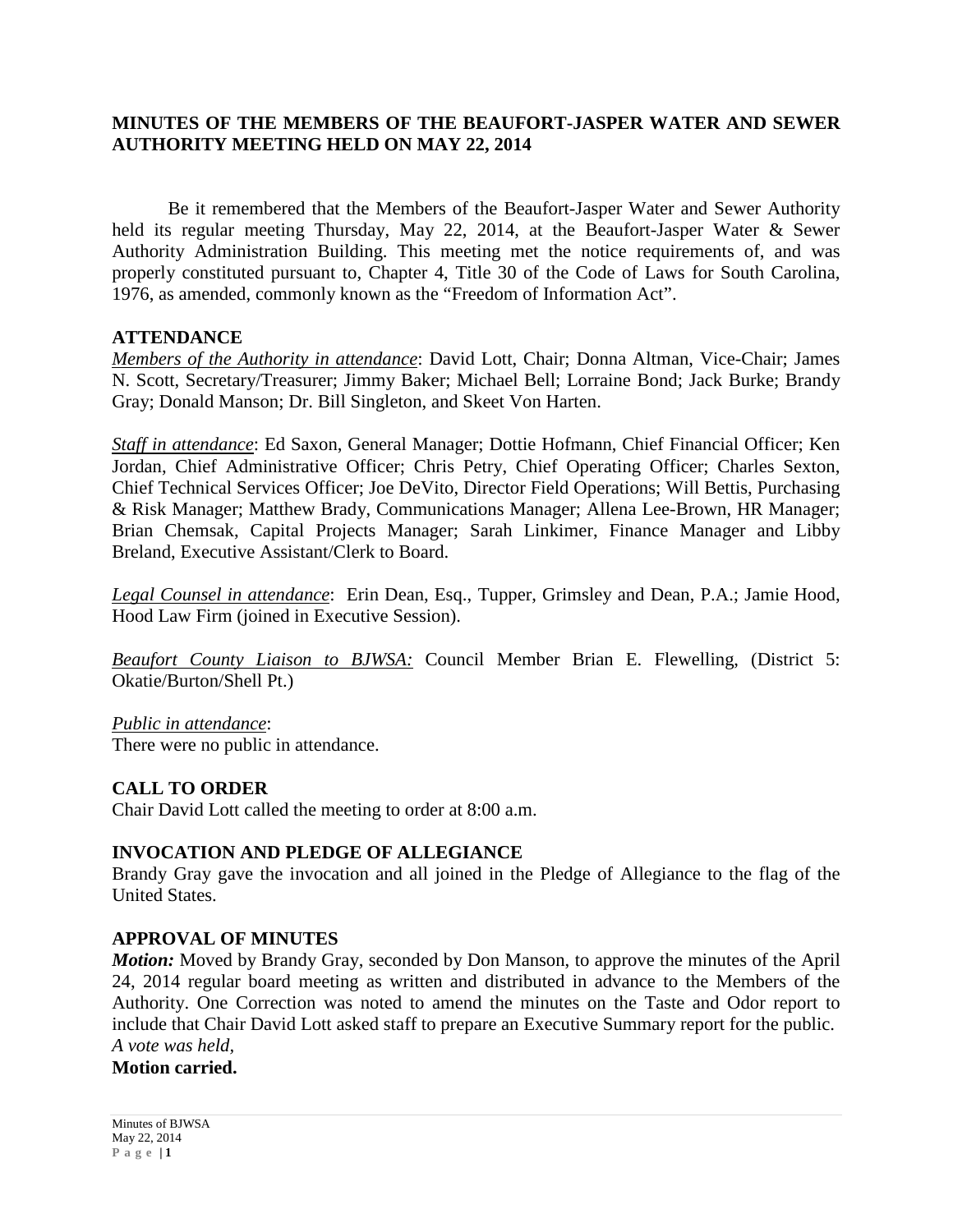# MINUTES OF THE MEMBERS OF THE BEAUFORT-JASPER WATER AND SEWER AUTHORITY MEETING HELD ON MAY 22, 2014

Be it remembered that the Members of the Beaufort-Jasper Water and Sewer Authority held its regular meeting Thursday, May 22, 2014, at the Beaufort-Jasper Water & Sewer Authority Administration Building. This meeting met the notice requirements of, and was properly constituted pursuant to, Chapter 4, Title 30 of the Code of Laws for South Carolina, 1976, as amended, commonly known as the "Freedom of Information Act".

## ATTENDANCE

*Members of the Authority in attendance*: David Lott, Chair; Donna Altman, Vice-Chair; James N. Scott, Secretary/Treasurer; Jimmy Baker; Michael Bell; Lorraine Bond; Jack Burke; Brandy Gray; Donald Manson; Dr. Bill Singleton, and Skeet Von Harten.

*Staff in attendance*: Ed Saxon, General Manager; Dottie Hofmann, Chief Financial Officer; Ken Jordan, Chief Administrative Officer; Chris Petry, Chief Operating Officer; Charles Sexton, Chief Technical Services Officer; Joe DeVito, Director Field Operations; Will Bettis, Purchasing & Risk Manager; Matthew Brady, Communications Manager; Allena Lee-Brown, HR Manager; Brian Chemsak, Capital Projects Manager; Sarah Linkimer, Finance Manager and Libby Breland, Executive Assistant/Clerk to Board.

*Legal Counsel in attendance*: Erin Dean, Esq., Tupper, Grimsley and Dean, P.A.; Jamie Hood, Hood Law Firm (joined in Executive Session).

*Beaufort County Liaison to BJWSA:* Council Member Brian E. Flewelling, (District 5: Okatie/Burton/Shell Pt.)

*Public in attendance*:
There were no public in attendance.

## CALL TO ORDER

Chair David Lott called the meeting to order at 8:00 a.m.

## INVOCATION AND PLEDGE OF ALLEGIANCE

Brandy Gray gave the invocation and all joined in the Pledge of Allegiance to the flag of the United States.

## APPROVAL OF MINUTES

***Motion:*** Moved by Brandy Gray, seconded by Don Manson, to approve the minutes of the April 24, 2014 regular board meeting as written and distributed in advance to the Members of the Authority. One Correction was noted to amend the minutes on the Taste and Odor report to include that Chair David Lott asked staff to prepare an Executive Summary report for the public.
*A vote was held,*
**Motion carried.**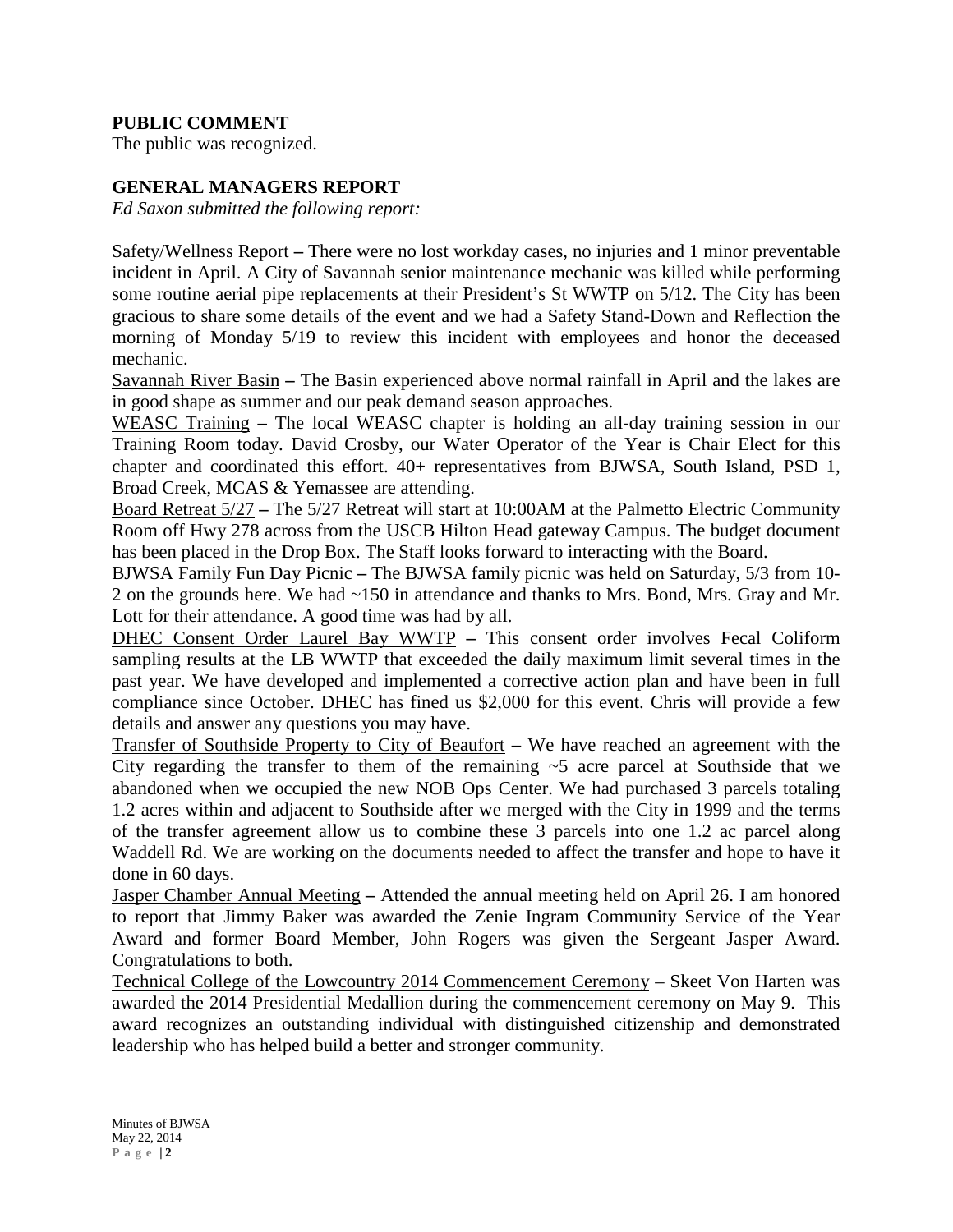**PUBLIC COMMENT**
The public was recognized.

**GENERAL MANAGERS REPORT**
*Ed Saxon submitted the following report:*

Safety/Wellness Report – There were no lost workday cases, no injuries and 1 minor preventable incident in April. A City of Savannah senior maintenance mechanic was killed while performing some routine aerial pipe replacements at their President's St WWTP on 5/12. The City has been gracious to share some details of the event and we had a Safety Stand-Down and Reflection the morning of Monday 5/19 to review this incident with employees and honor the deceased mechanic.

Savannah River Basin – The Basin experienced above normal rainfall in April and the lakes are in good shape as summer and our peak demand season approaches.

WEASC Training – The local WEASC chapter is holding an all-day training session in our Training Room today. David Crosby, our Water Operator of the Year is Chair Elect for this chapter and coordinated this effort. 40+ representatives from BJWSA, South Island, PSD 1, Broad Creek, MCAS & Yemassee are attending.

Board Retreat 5/27 – The 5/27 Retreat will start at 10:00AM at the Palmetto Electric Community Room off Hwy 278 across from the USCB Hilton Head gateway Campus. The budget document has been placed in the Drop Box. The Staff looks forward to interacting with the Board.

BJWSA Family Fun Day Picnic – The BJWSA family picnic was held on Saturday, 5/3 from 10-2 on the grounds here. We had ~150 in attendance and thanks to Mrs. Bond, Mrs. Gray and Mr. Lott for their attendance. A good time was had by all.

DHEC Consent Order Laurel Bay WWTP – This consent order involves Fecal Coliform sampling results at the LB WWTP that exceeded the daily maximum limit several times in the past year. We have developed and implemented a corrective action plan and have been in full compliance since October. DHEC has fined us $2,000 for this event. Chris will provide a few details and answer any questions you may have.

Transfer of Southside Property to City of Beaufort – We have reached an agreement with the City regarding the transfer to them of the remaining ~5 acre parcel at Southside that we abandoned when we occupied the new NOB Ops Center. We had purchased 3 parcels totaling 1.2 acres within and adjacent to Southside after we merged with the City in 1999 and the terms of the transfer agreement allow us to combine these 3 parcels into one 1.2 ac parcel along Waddell Rd. We are working on the documents needed to affect the transfer and hope to have it done in 60 days.

Jasper Chamber Annual Meeting – Attended the annual meeting held on April 26. I am honored to report that Jimmy Baker was awarded the Zenie Ingram Community Service of the Year Award and former Board Member, John Rogers was given the Sergeant Jasper Award. Congratulations to both.

Technical College of the Lowcountry 2014 Commencement Ceremony – Skeet Von Harten was awarded the 2014 Presidential Medallion during the commencement ceremony on May 9. This award recognizes an outstanding individual with distinguished citizenship and demonstrated leadership who has helped build a better and stronger community.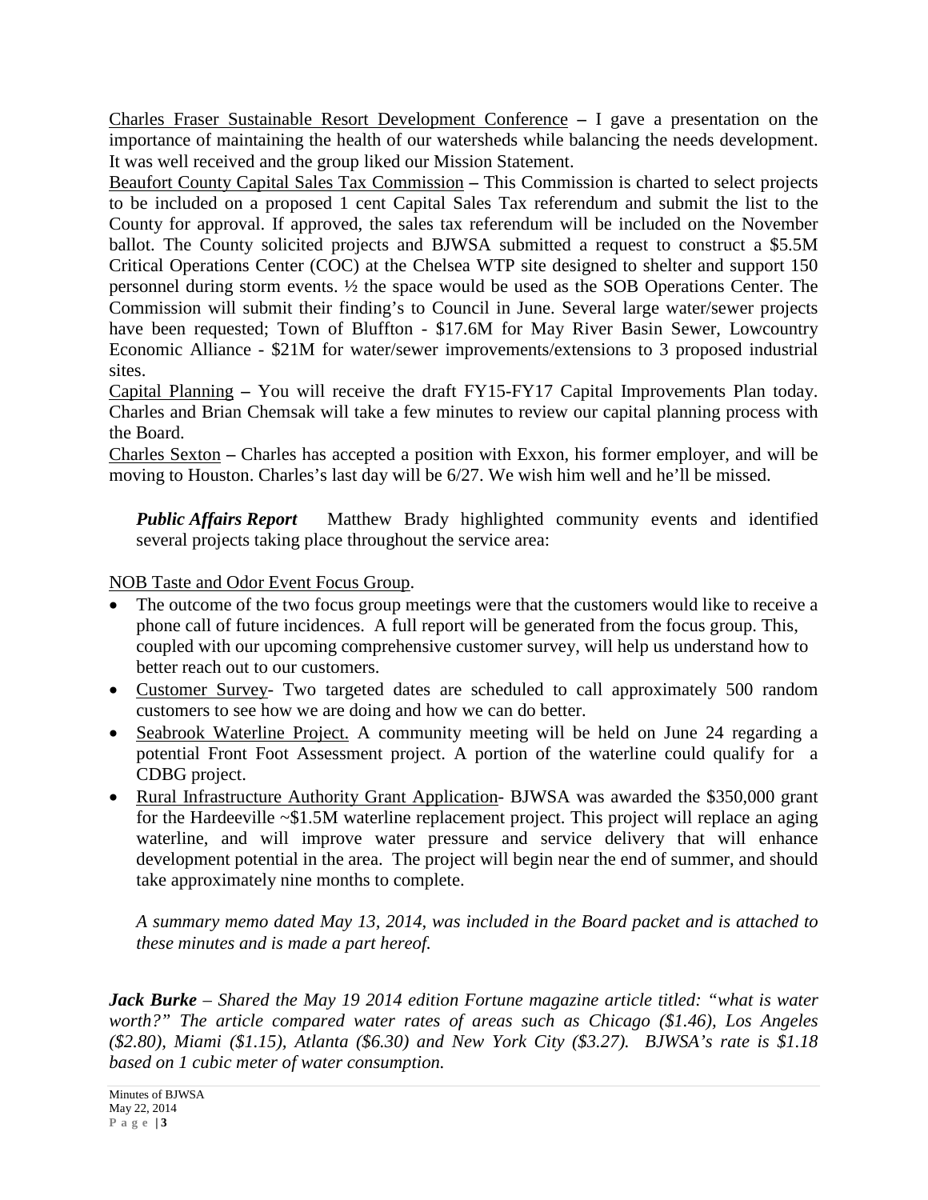Charles Fraser Sustainable Resort Development Conference **–** I gave a presentation on the importance of maintaining the health of our watersheds while balancing the needs development. It was well received and the group liked our Mission Statement.

Beaufort County Capital Sales Tax Commission **–** This Commission is charted to select projects to be included on a proposed 1 cent Capital Sales Tax referendum and submit the list to the County for approval. If approved, the sales tax referendum will be included on the November ballot. The County solicited projects and BJWSA submitted a request to construct a $5.5M Critical Operations Center (COC) at the Chelsea WTP site designed to shelter and support 150 personnel during storm events. ½ the space would be used as the SOB Operations Center. The Commission will submit their finding's to Council in June. Several large water/sewer projects have been requested; Town of Bluffton - $17.6M for May River Basin Sewer, Lowcountry Economic Alliance - $21M for water/sewer improvements/extensions to 3 proposed industrial sites.

Capital Planning **–** You will receive the draft FY15-FY17 Capital Improvements Plan today. Charles and Brian Chemsak will take a few minutes to review our capital planning process with the Board.

Charles Sexton **–** Charles has accepted a position with Exxon, his former employer, and will be moving to Houston. Charles's last day will be 6/27. We wish him well and he'll be missed.

***Public Affairs Report*** Matthew Brady highlighted community events and identified several projects taking place throughout the service area:

NOB Taste and Odor Event Focus Group.

- The outcome of the two focus group meetings were that the customers would like to receive a phone call of future incidences. A full report will be generated from the focus group. This, coupled with our upcoming comprehensive customer survey, will help us understand how to better reach out to our customers.
- Customer Survey- Two targeted dates are scheduled to call approximately 500 random customers to see how we are doing and how we can do better.
- Seabrook Waterline Project. A community meeting will be held on June 24 regarding a potential Front Foot Assessment project. A portion of the waterline could qualify for a CDBG project.
- Rural Infrastructure Authority Grant Application- BJWSA was awarded the $350,000 grant for the Hardeeville ~$1.5M waterline replacement project. This project will replace an aging waterline, and will improve water pressure and service delivery that will enhance development potential in the area. The project will begin near the end of summer, and should take approximately nine months to complete.

*A summary memo dated May 13, 2014, was included in the Board packet and is attached to these minutes and is made a part hereof.*

***Jack Burke** – Shared the May 19 2014 edition Fortune magazine article titled: "what is water worth?" The article compared water rates of areas such as Chicago ($1.46), Los Angeles ($2.80), Miami ($1.15), Atlanta ($6.30) and New York City ($3.27). BJWSA's rate is $1.18 based on 1 cubic meter of water consumption.*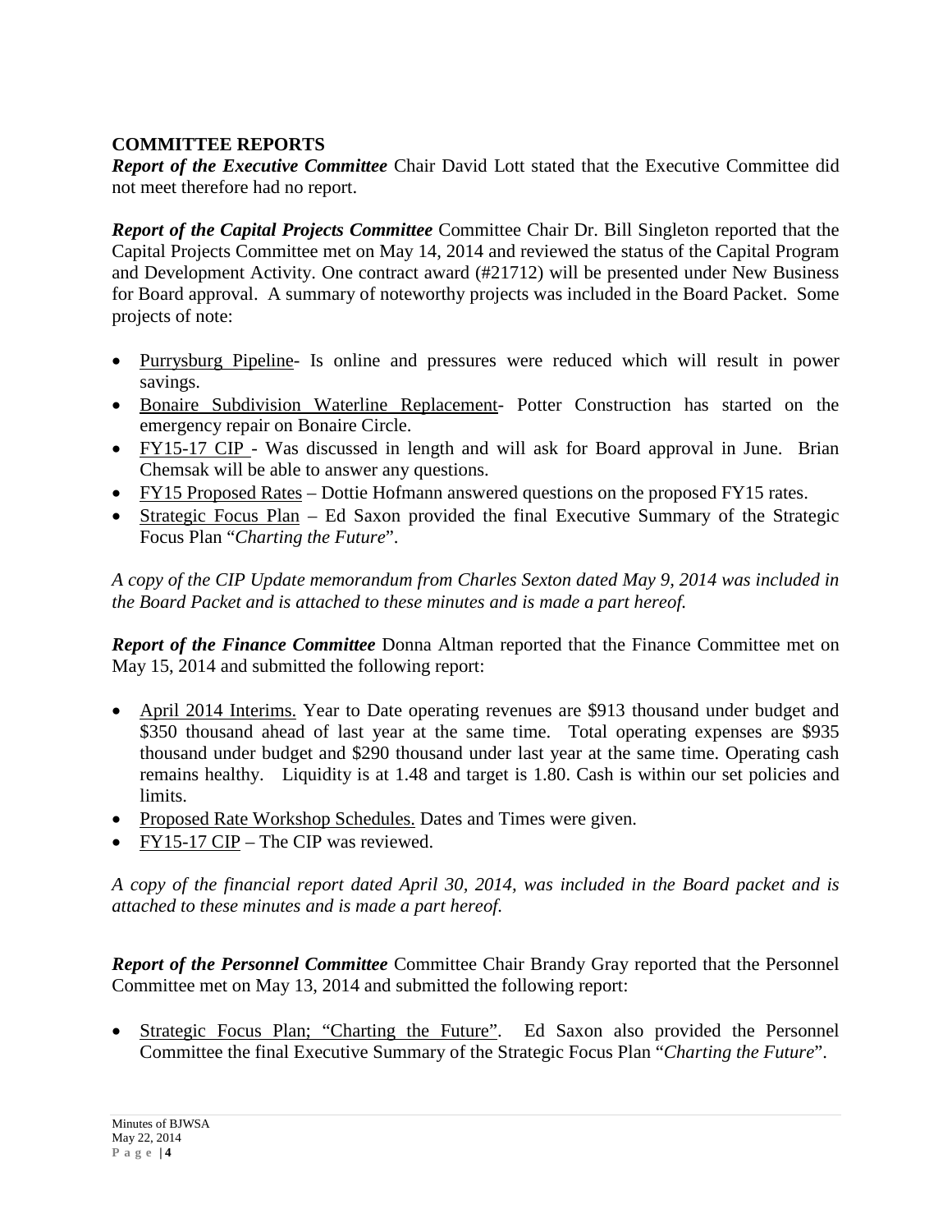## COMMITTEE REPORTS

***Report of the Executive Committee*** Chair David Lott stated that the Executive Committee did not meet therefore had no report.

***Report of the Capital Projects Committee*** Committee Chair Dr. Bill Singleton reported that the Capital Projects Committee met on May 14, 2014 and reviewed the status of the Capital Program and Development Activity. One contract award (#21712) will be presented under New Business for Board approval. A summary of noteworthy projects was included in the Board Packet. Some projects of note:

- Purrysburg Pipeline- Is online and pressures were reduced which will result in power savings.
- Bonaire Subdivision Waterline Replacement- Potter Construction has started on the emergency repair on Bonaire Circle.
- FY15-17 CIP - Was discussed in length and will ask for Board approval in June. Brian Chemsak will be able to answer any questions.
- FY15 Proposed Rates – Dottie Hofmann answered questions on the proposed FY15 rates.
- Strategic Focus Plan – Ed Saxon provided the final Executive Summary of the Strategic Focus Plan "*Charting the Future*".

*A copy of the CIP Update memorandum from Charles Sexton dated May 9, 2014 was included in the Board Packet and is attached to these minutes and is made a part hereof.*

***Report of the Finance Committee*** Donna Altman reported that the Finance Committee met on May 15, 2014 and submitted the following report:

- April 2014 Interims. Year to Date operating revenues are $913 thousand under budget and $350 thousand ahead of last year at the same time. Total operating expenses are $935 thousand under budget and $290 thousand under last year at the same time. Operating cash remains healthy. Liquidity is at 1.48 and target is 1.80. Cash is within our set policies and limits.
- Proposed Rate Workshop Schedules. Dates and Times were given.
- FY15-17 CIP – The CIP was reviewed.

*A copy of the financial report dated April 30, 2014, was included in the Board packet and is attached to these minutes and is made a part hereof.*

***Report of the Personnel Committee*** Committee Chair Brandy Gray reported that the Personnel Committee met on May 13, 2014 and submitted the following report:

- Strategic Focus Plan; "Charting the Future". Ed Saxon also provided the Personnel Committee the final Executive Summary of the Strategic Focus Plan "*Charting the Future*".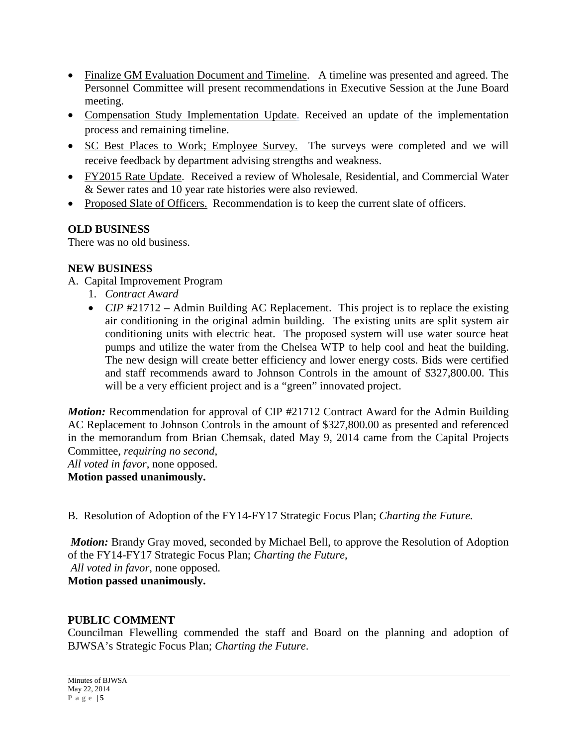- Finalize GM Evaluation Document and Timeline. A timeline was presented and agreed. The Personnel Committee will present recommendations in Executive Session at the June Board meeting.
- Compensation Study Implementation Update. Received an update of the implementation process and remaining timeline.
- SC Best Places to Work; Employee Survey. The surveys were completed and we will receive feedback by department advising strengths and weakness.
- FY2015 Rate Update. Received a review of Wholesale, Residential, and Commercial Water & Sewer rates and 10 year rate histories were also reviewed.
- Proposed Slate of Officers. Recommendation is to keep the current slate of officers.

**OLD BUSINESS**
There was no old business.

**NEW BUSINESS**

A. Capital Improvement Program

1. *Contract Award*

- *CIP* #21712 – Admin Building AC Replacement. This project is to replace the existing air conditioning in the original admin building. The existing units are split system air conditioning units with electric heat. The proposed system will use water source heat pumps and utilize the water from the Chelsea WTP to help cool and heat the building. The new design will create better efficiency and lower energy costs. Bids were certified and staff recommends award to Johnson Controls in the amount of $327,800.00. This will be a very efficient project and is a "green" innovated project.

***Motion:*** Recommendation for approval of CIP #21712 Contract Award for the Admin Building AC Replacement to Johnson Controls in the amount of $327,800.00 as presented and referenced in the memorandum from Brian Chemsak, dated May 9, 2014 came from the Capital Projects Committee, *requiring no second*,
*All voted in favor*, none opposed.
**Motion passed unanimously.**

B. Resolution of Adoption of the FY14-FY17 Strategic Focus Plan; *Charting the Future.*

***Motion:*** Brandy Gray moved, seconded by Michael Bell, to approve the Resolution of Adoption of the FY14-FY17 Strategic Focus Plan; *Charting the Future*,
*All voted in favor*, none opposed.
**Motion passed unanimously.**

**PUBLIC COMMENT**
Councilman Flewelling commended the staff and Board on the planning and adoption of BJWSA's Strategic Focus Plan; *Charting the Future*.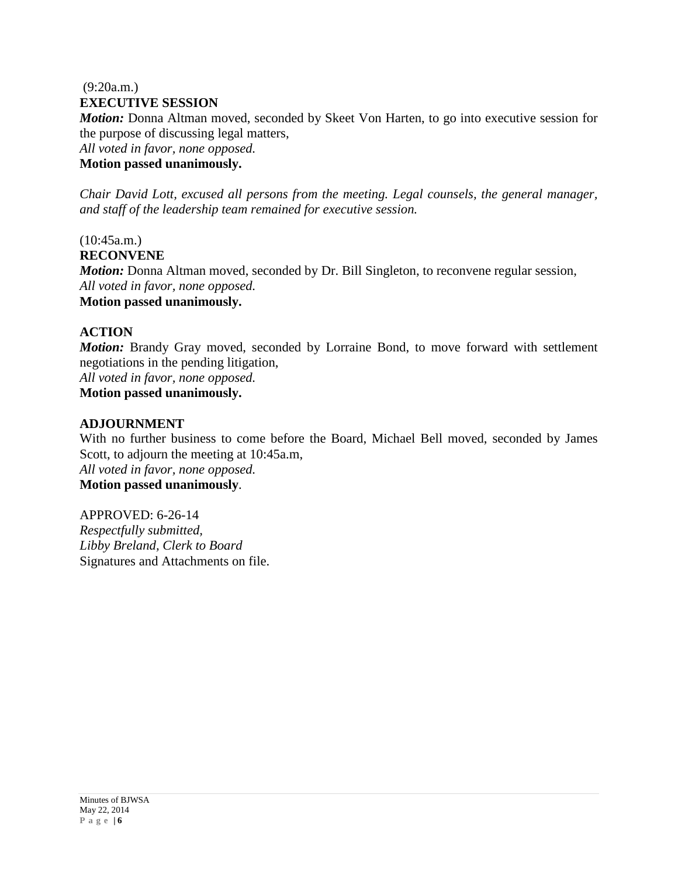(9:20a.m.)

**EXECUTIVE SESSION**

***Motion:*** Donna Altman moved, seconded by Skeet Von Harten, to go into executive session for the purpose of discussing legal matters,

*All voted in favor, none opposed.*

**Motion passed unanimously.**

*Chair David Lott, excused all persons from the meeting. Legal counsels, the general manager, and staff of the leadership team remained for executive session.*

(10:45a.m.)

**RECONVENE**

***Motion:*** Donna Altman moved, seconded by Dr. Bill Singleton, to reconvene regular session,

*All voted in favor, none opposed.*

**Motion passed unanimously.**

**ACTION**

***Motion:*** Brandy Gray moved, seconded by Lorraine Bond, to move forward with settlement negotiations in the pending litigation,

*All voted in favor, none opposed.*

**Motion passed unanimously.**

**ADJOURNMENT**

With no further business to come before the Board, Michael Bell moved, seconded by James Scott, to adjourn the meeting at 10:45a.m,

*All voted in favor, none opposed.*

**Motion passed unanimously**.

APPROVED: 6-26-14

*Respectfully submitted,*

*Libby Breland, Clerk to Board*

Signatures and Attachments on file.